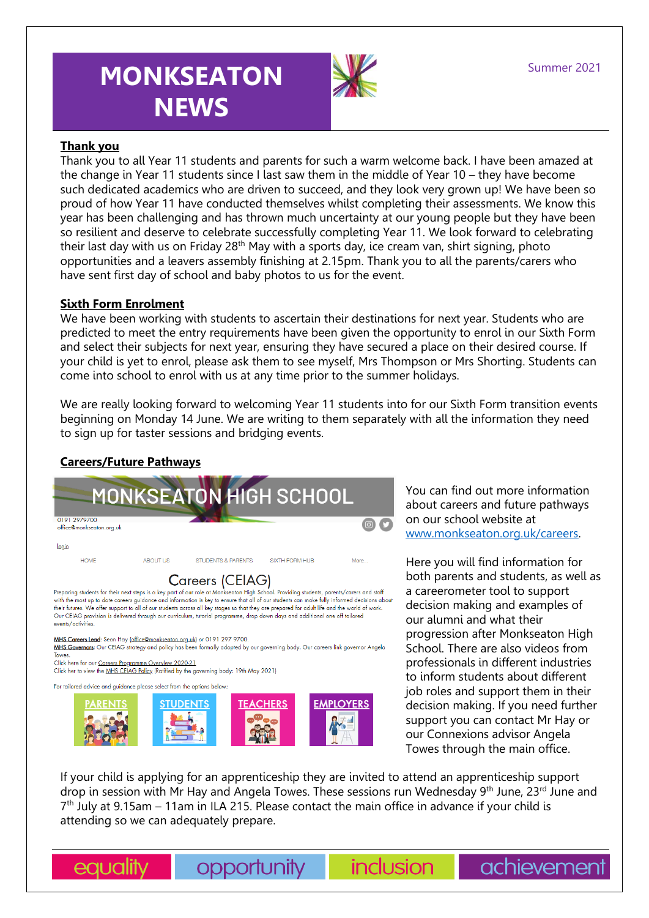# MONKSEATON NEWS

Summer 2021

## Thank you

Thank you to all Year 11 students and parents for such a warm welcome back. I have been amazed at the change in Year 11 students since I last saw them in the middle of Year 10 – they have become such dedicated academics who are driven to succeed, and they look very grown up! We have been so proud of how Year 11 have conducted themselves whilst completing their assessments. We know this year has been challenging and has thrown much uncertainty at our young people but they have been so resilient and deserve to celebrate successfully completing Year 11. We look forward to celebrating their last day with us on Friday 28th May with a sports day, ice cream van, shirt signing, photo opportunities and a leavers assembly finishing at 2.15pm. Thank you to all the parents/carers who have sent first day of school and baby photos to us for the event.

## Sixth Form Enrolment

We have been working with students to ascertain their destinations for next year. Students who are predicted to meet the entry requirements have been given the opportunity to enrol in our Sixth Form and select their subjects for next year, ensuring they have secured a place on their desired course. If your child is yet to enrol, please ask them to see myself, Mrs Thompson or Mrs Shorting. Students can come into school to enrol with us at any time prior to the summer holidays.

We are really looking forward to welcoming Year 11 students into for our Sixth Form transition events beginning on Monday 14 June. We are writing to them separately with all the information they need to sign up for taster sessions and bridging events.

## Careers/Future Pathways

MONKSEATON HIGH SCHOOL

0191 2979700
office@monkseaton.org.uk

login

HOME | ABOUT US | STUDENTS & PARENTS | SIXTH FORM HUB | More...

Careers (CEIAG)

Preparing students for their next steps is a key part of our role at Monkseaton High School. Providing students, parents/carers and staff with the most up to date careers guidance and information is key to ensure that all of our students can make fully informed decisions about their futures. We offer support to all of our students across all key stages so that they are prepared for adult life and the world of work. Our CEIAG provision is delivered through our curriculum, tutorial programme, drop down days and additional one off tailored events/activities.

MHS Careers Lead: Sean Hay (office@monkseaton.org.uk) or 0191 297 9700.
MHS Governors: Our CEIAG strategy and policy has been formally adopted by our governing body. Our careers link governor Angela Towes.
Click here for our Careers Programme Overview 2020-21
Click her to view the MHS CEIAG Policy (Ratified by the governing body: 19th May 2021)

For tailored advice and guidance please select from the options below:

PARENTS | STUDENTS | TEACHERS | EMPLOYERS

You can find out more information about careers and future pathways on our school website at [www.monkseaton.org.uk/careers](www.monkseaton.org.uk/careers).

Here you will find information for both parents and students, as well as a careerometer tool to support decision making and examples of our alumni and what their progression after Monkseaton High School. There are also videos from professionals in different industries to inform students about different job roles and support them in their decision making. If you need further support you can contact Mr Hay or our Connexions advisor Angela Towes through the main office.

If your child is applying for an apprenticeship they are invited to attend an apprenticeship support drop in session with Mr Hay and Angela Towes. These sessions run Wednesday 9th June, 23rd June and 7th July at 9.15am – 11am in ILA 215. Please contact the main office in advance if your child is attending so we can adequately prepare.

equality | opportunity | inclusion | achievement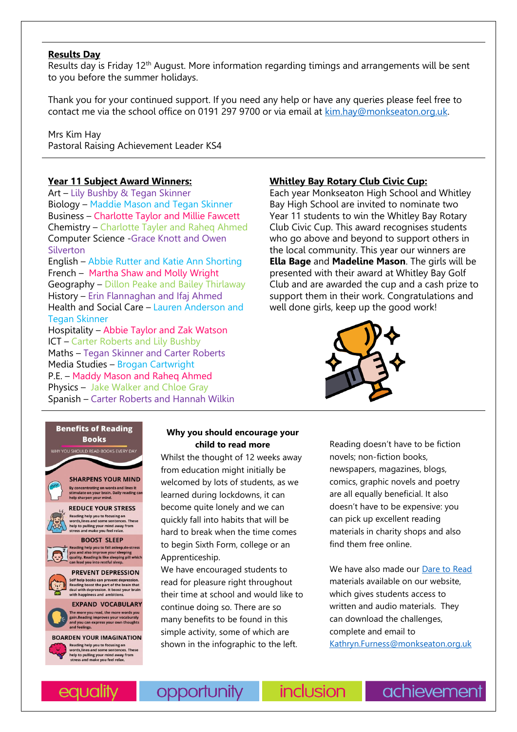**Results Day**

Results day is Friday 12th August. More information regarding timings and arrangements will be sent to you before the summer holidays.

Thank you for your continued support. If you need any help or have any queries please feel free to contact me via the school office on 0191 297 9700 or via email at kim.hay@monkseaton.org.uk.

Mrs Kim Hay
Pastoral Raising Achievement Leader KS4

**Year 11 Subject Award Winners:**

Art – Lily Bushby & Tegan Skinner
Biology – Maddie Mason and Tegan Skinner
Business – Charlotte Taylor and Millie Fawcett
Chemistry – Charlotte Tayler and Raheq Ahmed
Computer Science -Grace Knott and Owen Silverton
English – Abbie Rutter and Katie Ann Shorting
French – Martha Shaw and Molly Wright
Geography – Dillon Peake and Bailey Thirlaway
History – Erin Flannaghan and Ifaj Ahmed
Health and Social Care – Lauren Anderson and Tegan Skinner
Hospitality – Abbie Taylor and Zak Watson
ICT – Carter Roberts and Lily Bushby
Maths – Tegan Skinner and Carter Roberts
Media Studies – Brogan Cartwright
P.E. – Maddy Mason and Raheq Ahmed
Physics – Jake Walker and Chloe Gray
Spanish – Carter Roberts and Hannah Wilkin

**Whitley Bay Rotary Club Civic Cup:**

Each year Monkseaton High School and Whitley Bay High School are invited to nominate two Year 11 students to win the Whitley Bay Rotary Club Civic Cup. This award recognises students who go above and beyond to support others in the local community. This year our winners are **Ella Bage** and **Madeline Mason**. The girls will be presented with their award at Whitley Bay Golf Club and are awarded the cup and a cash prize to support them in their work. Congratulations and well done girls, keep up the good work!

**Benefits of Reading Books**

WHY YOU SHOULD READ BOOKS EVERY DAY

SHARPENS YOUR MIND
By concentrating on words and lines it stimulate on your brain. Daily reading can help sharpen your mind.

REDUCE YOUR STRESS
Reading help you to focusing on words,lines and some sentences. These help to pulling your mind away from stress and make you feel relax.

BOOST SLEEP
Reading help you to fall asleep,de-stress you and also improve your sleeping quality. Reading is like sleeping pill which can lead you into restful sleep.

PREVENT DEPRESSION
Self help books can prevent depression. Reading boost the part of the brain that deal with depression. It boost your brain with happiness and ambitions.

EXPAND VOCABULARY
The more you read, the more words you gain.Reading improves your vocabulary and you can express your own thoughts and feelings.

BOARDEN YOUR IMAGINATION
Reading help you to focusing on words,lines and some sentences. These help to pulling your mind away from stress and make you feel relax.

**Why you should encourage your child to read more**

Whilst the thought of 12 weeks away from education might initially be welcomed by lots of students, as we learned during lockdowns, it can become quite lonely and we can quickly fall into habits that will be hard to break when the time comes to begin Sixth Form, college or an Apprenticeship.

We have encouraged students to read for pleasure right throughout their time at school and would like to continue doing so. There are so many benefits to be found in this simple activity, some of which are shown in the infographic to the left.

Reading doesn't have to be fiction novels; non-fiction books, newspapers, magazines, blogs, comics, graphic novels and poetry are all equally beneficial. It also doesn't have to be expensive: you can pick up excellent reading materials in charity shops and also find them free online.

We have also made our Dare to Read materials available on our website, which gives students access to written and audio materials. They can download the challenges, complete and email to Kathryn.Furness@monkseaton.org.uk

equality opportunity inclusion achievement